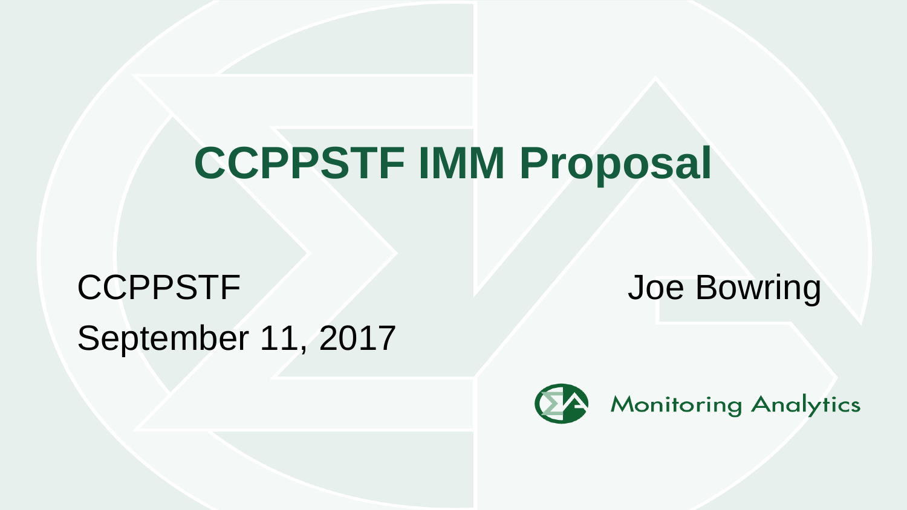# CCPPSTF IMM Proposal

CCPPSTF

September 11, 2017

Joe Bowring

Monitoring Analytics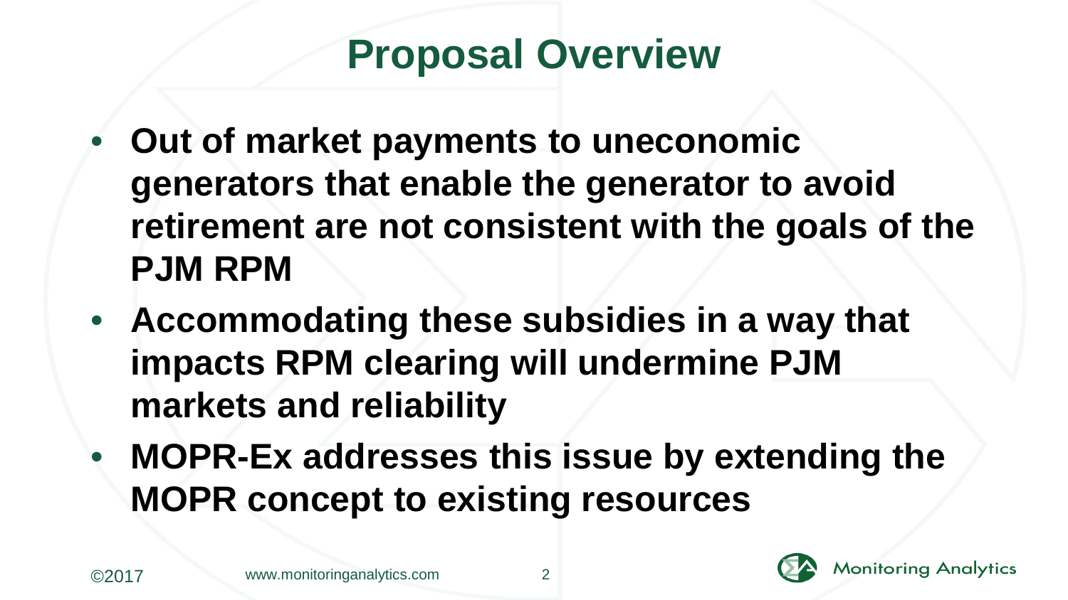# Proposal Overview

- **Out of market payments to uneconomic generators that enable the generator to avoid retirement are not consistent with the goals of the PJM RPM**
- **Accommodating these subsidies in a way that impacts RPM clearing will undermine PJM markets and reliability**
- **MOPR-Ex addresses this issue by extending the MOPR concept to existing resources**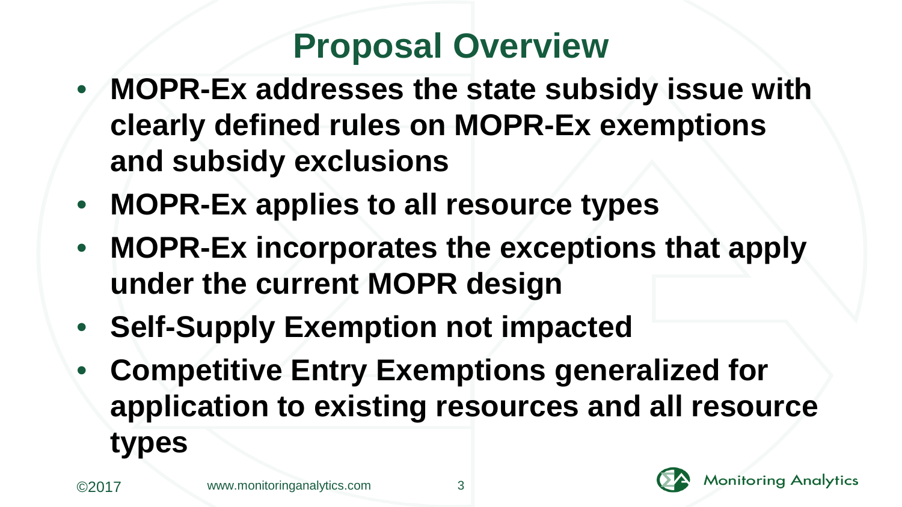# Proposal Overview

- **MOPR-Ex addresses the state subsidy issue with clearly defined rules on MOPR-Ex exemptions and subsidy exclusions**
- **MOPR-Ex applies to all resource types**
- **MOPR-Ex incorporates the exceptions that apply under the current MOPR design**
- **Self-Supply Exemption not impacted**
- **Competitive Entry Exemptions generalized for application to existing resources and all resource types**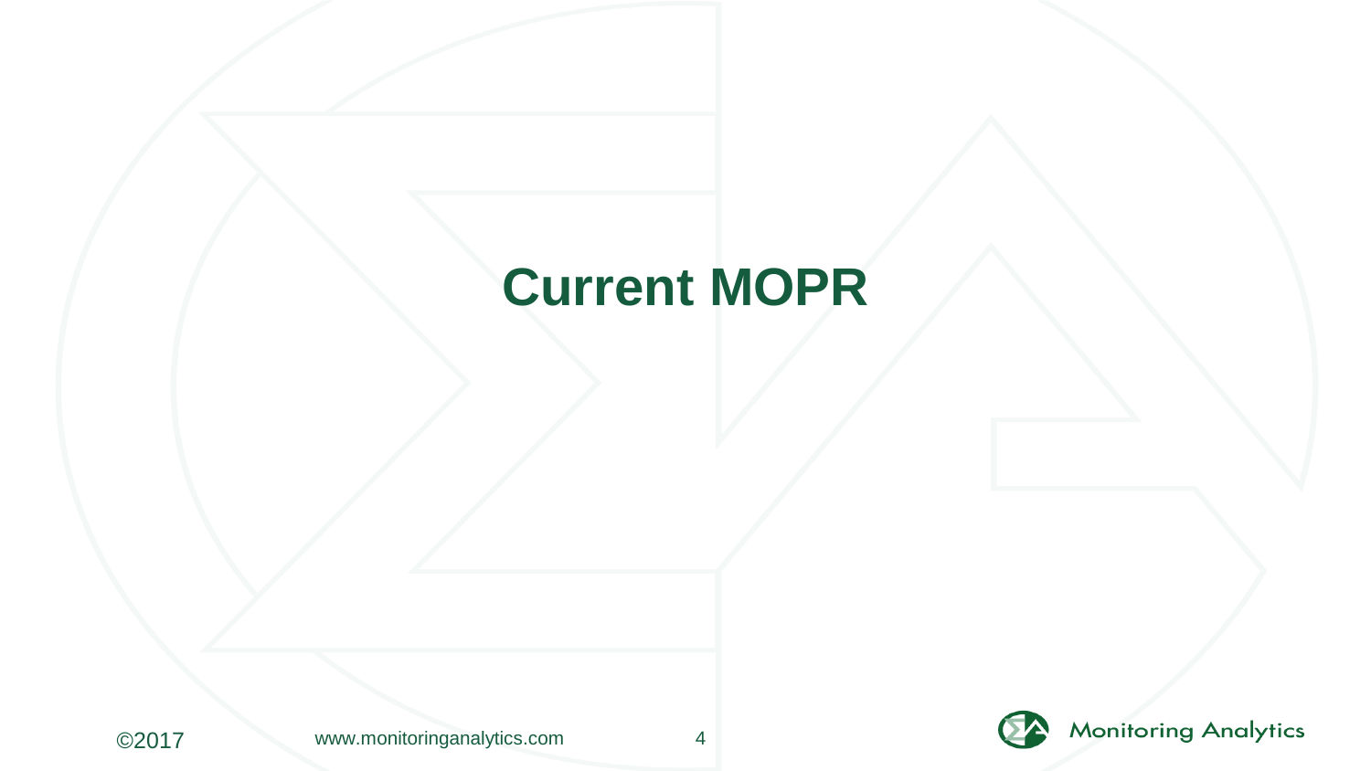# Current MOPR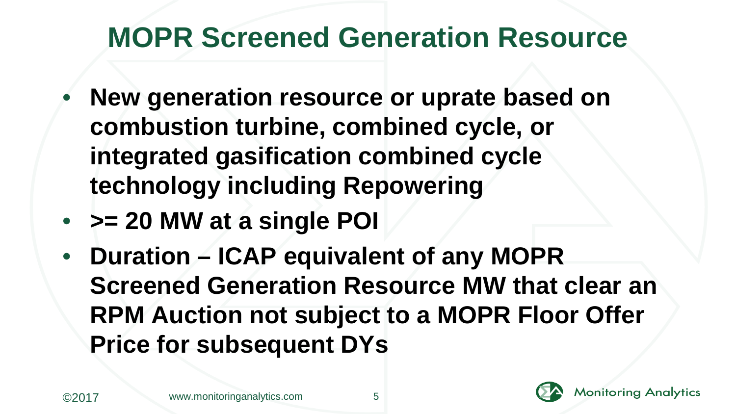# MOPR Screened Generation Resource

- **New generation resource or uprate based on combustion turbine, combined cycle, or integrated gasification combined cycle technology including Repowering**
- **>= 20 MW at a single POI**
- **Duration – ICAP equivalent of any MOPR Screened Generation Resource MW that clear an RPM Auction not subject to a MOPR Floor Offer Price for subsequent DYs**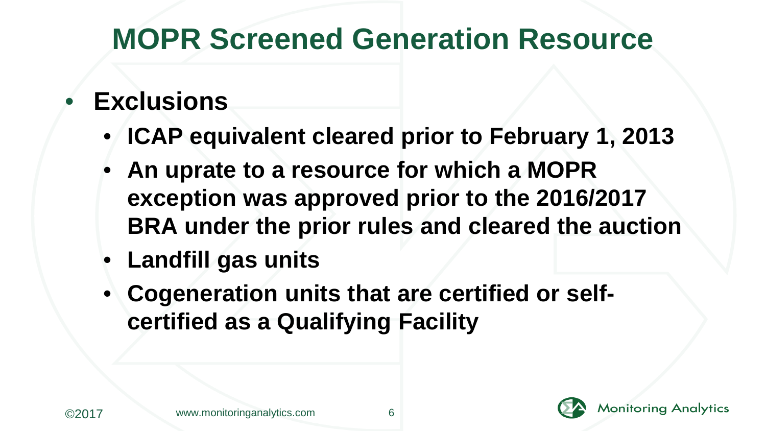# MOPR Screened Generation Resource

- **Exclusions**
  - **ICAP equivalent cleared prior to February 1, 2013**
  - **An uprate to a resource for which a MOPR exception was approved prior to the 2016/2017 BRA under the prior rules and cleared the auction**
  - **Landfill gas units**
  - **Cogeneration units that are certified or self-certified as a Qualifying Facility**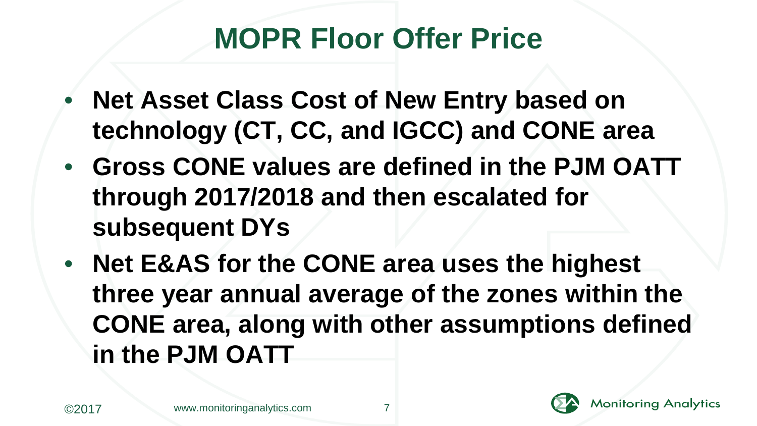# MOPR Floor Offer Price

- **Net Asset Class Cost of New Entry based on technology (CT, CC, and IGCC) and CONE area**
- **Gross CONE values are defined in the PJM OATT through 2017/2018 and then escalated for subsequent DYs**
- **Net E&AS for the CONE area uses the highest three year annual average of the zones within the CONE area, along with other assumptions defined in the PJM OATT**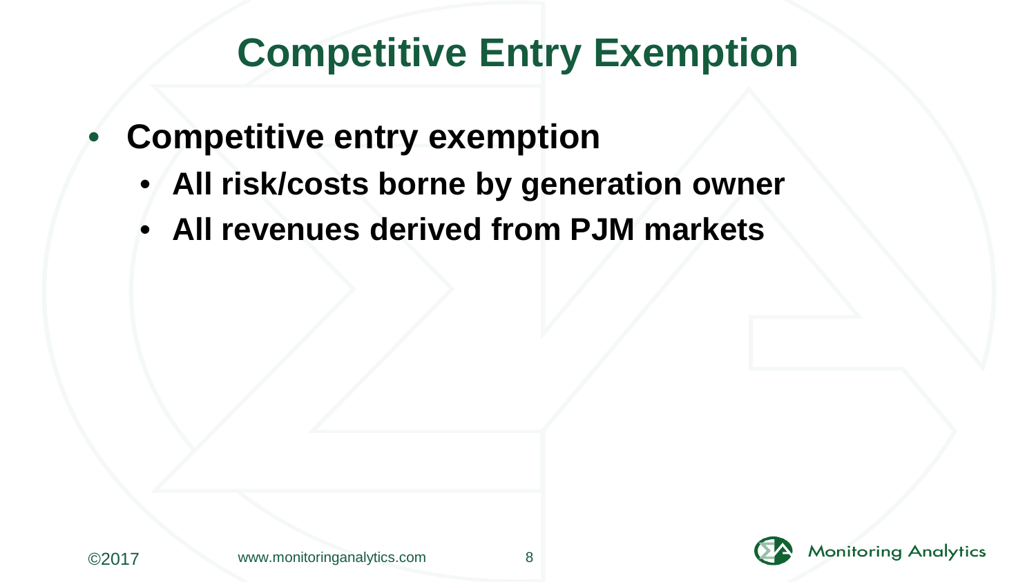# Competitive Entry Exemption

- **Competitive entry exemption**
  - **All risk/costs borne by generation owner**
  - **All revenues derived from PJM markets**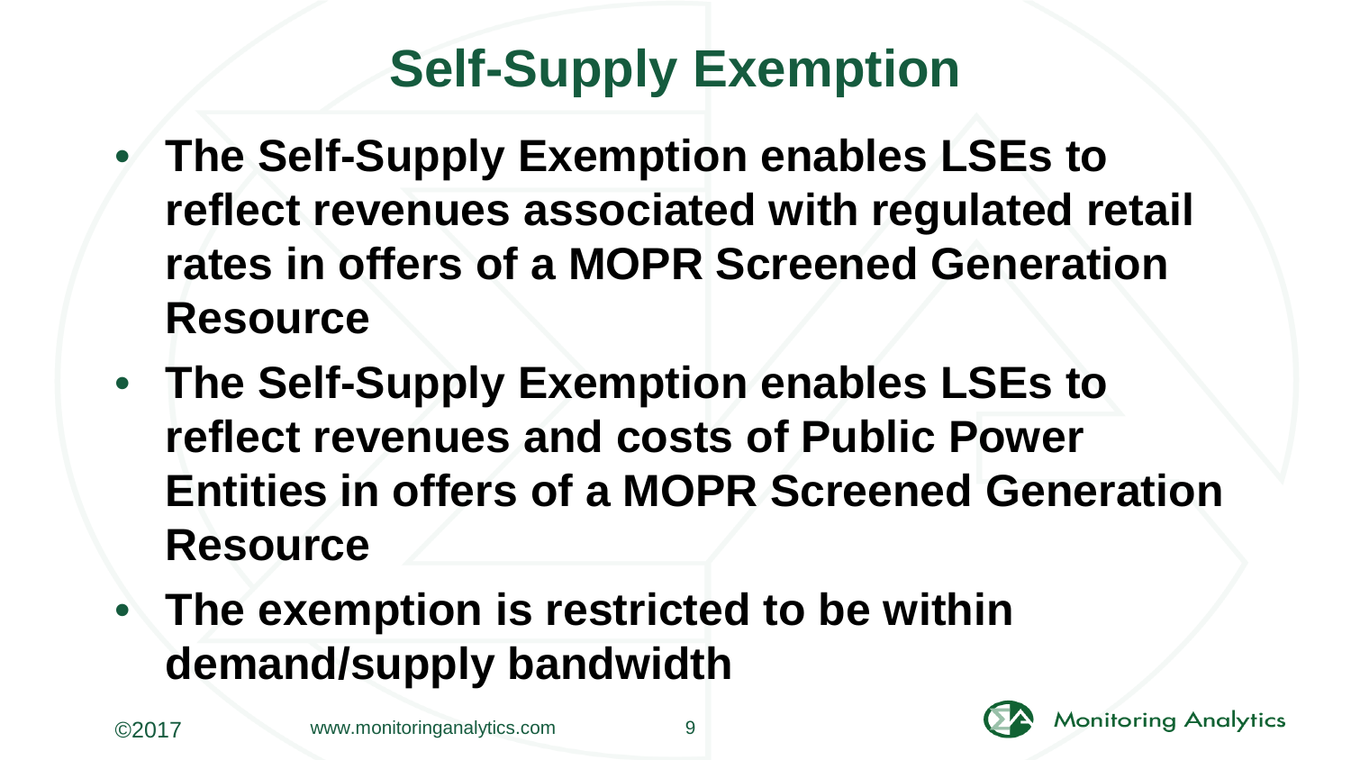# Self-Supply Exemption

- **The Self-Supply Exemption enables LSEs to reflect revenues associated with regulated retail rates in offers of a MOPR Screened Generation Resource**
- **The Self-Supply Exemption enables LSEs to reflect revenues and costs of Public Power Entities in offers of a MOPR Screened Generation Resource**
- **The exemption is restricted to be within demand/supply bandwidth**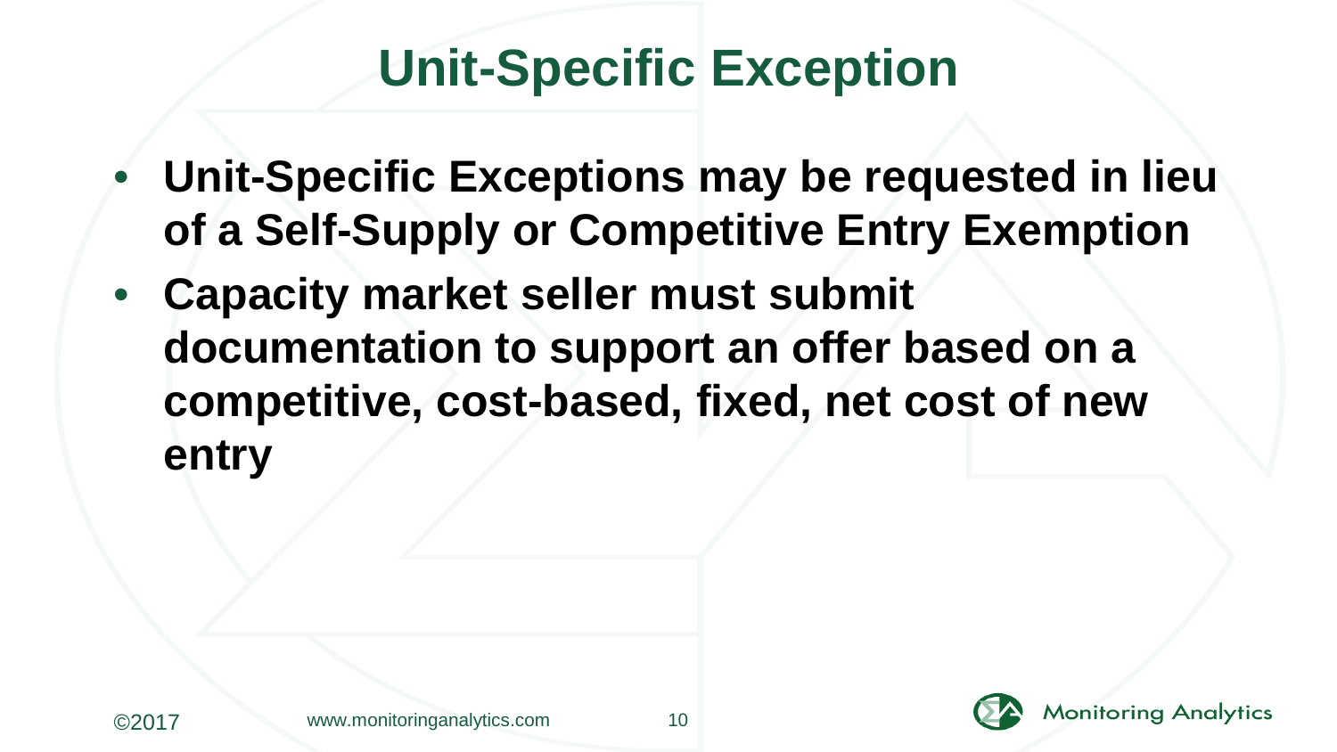# Unit-Specific Exception

- **Unit-Specific Exceptions may be requested in lieu of a Self-Supply or Competitive Entry Exemption**
- **Capacity market seller must submit documentation to support an offer based on a competitive, cost-based, fixed, net cost of new entry**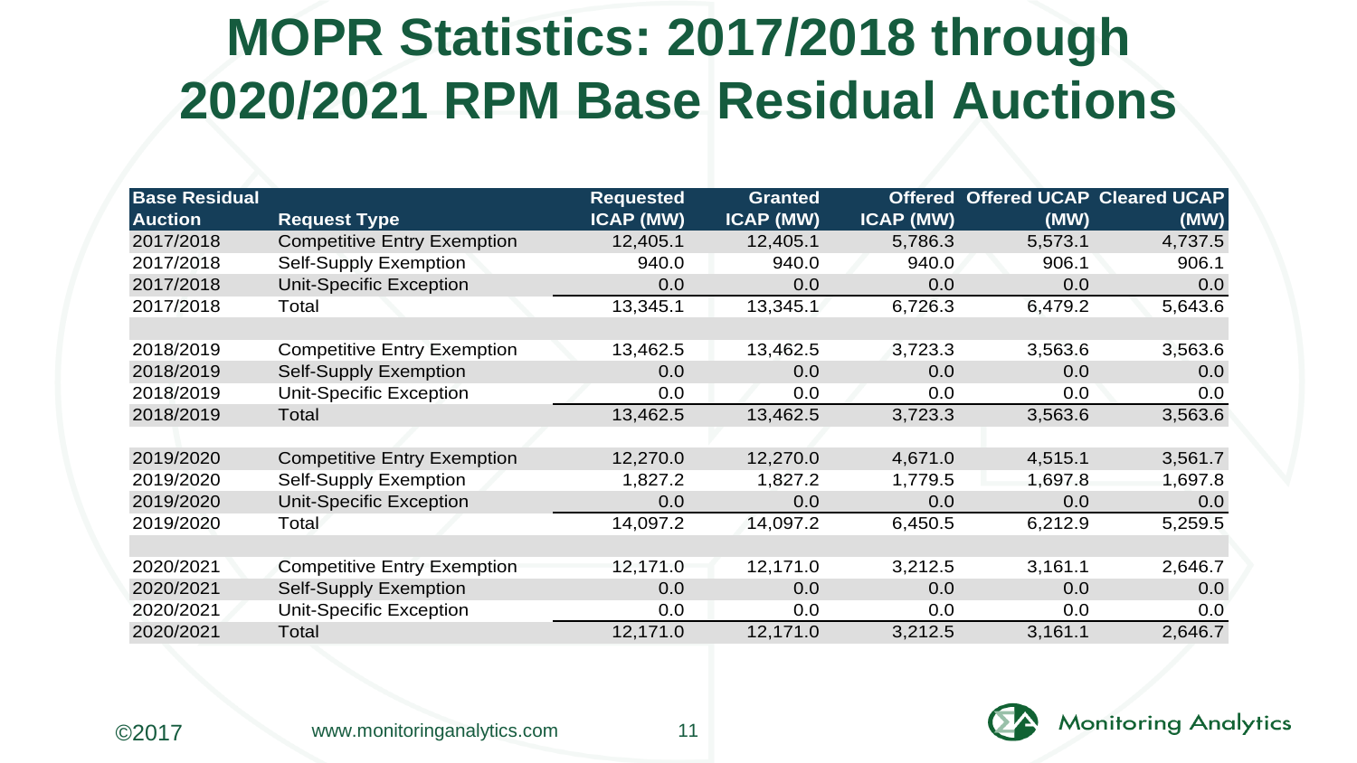# MOPR Statistics: 2017/2018 through 2020/2021 RPM Base Residual Auctions

| Base Residual Auction | Request Type | Requested ICAP (MW) | Granted ICAP (MW) | Offered ICAP (MW) | Offered UCAP (MW) | Cleared UCAP (MW) |
|---|---|---|---|---|---|---|
| 2017/2018 | Competitive Entry Exemption | 12,405.1 | 12,405.1 | 5,786.3 | 5,573.1 | 4,737.5 |
| 2017/2018 | Self-Supply Exemption | 940.0 | 940.0 | 940.0 | 906.1 | 906.1 |
| 2017/2018 | Unit-Specific Exception | 0.0 | 0.0 | 0.0 | 0.0 | 0.0 |
| 2017/2018 | Total | 13,345.1 | 13,345.1 | 6,726.3 | 6,479.2 | 5,643.6 |
| | | | | | | |
| 2018/2019 | Competitive Entry Exemption | 13,462.5 | 13,462.5 | 3,723.3 | 3,563.6 | 3,563.6 |
| 2018/2019 | Self-Supply Exemption | 0.0 | 0.0 | 0.0 | 0.0 | 0.0 |
| 2018/2019 | Unit-Specific Exception | 0.0 | 0.0 | 0.0 | 0.0 | 0.0 |
| 2018/2019 | Total | 13,462.5 | 13,462.5 | 3,723.3 | 3,563.6 | 3,563.6 |
| | | | | | | |
| 2019/2020 | Competitive Entry Exemption | 12,270.0 | 12,270.0 | 4,671.0 | 4,515.1 | 3,561.7 |
| 2019/2020 | Self-Supply Exemption | 1,827.2 | 1,827.2 | 1,779.5 | 1,697.8 | 1,697.8 |
| 2019/2020 | Unit-Specific Exception | 0.0 | 0.0 | 0.0 | 0.0 | 0.0 |
| 2019/2020 | Total | 14,097.2 | 14,097.2 | 6,450.5 | 6,212.9 | 5,259.5 |
| | | | | | | |
| 2020/2021 | Competitive Entry Exemption | 12,171.0 | 12,171.0 | 3,212.5 | 3,161.1 | 2,646.7 |
| 2020/2021 | Self-Supply Exemption | 0.0 | 0.0 | 0.0 | 0.0 | 0.0 |
| 2020/2021 | Unit-Specific Exception | 0.0 | 0.0 | 0.0 | 0.0 | 0.0 |
| 2020/2021 | Total | 12,171.0 | 12,171.0 | 3,212.5 | 3,161.1 | 2,646.7 |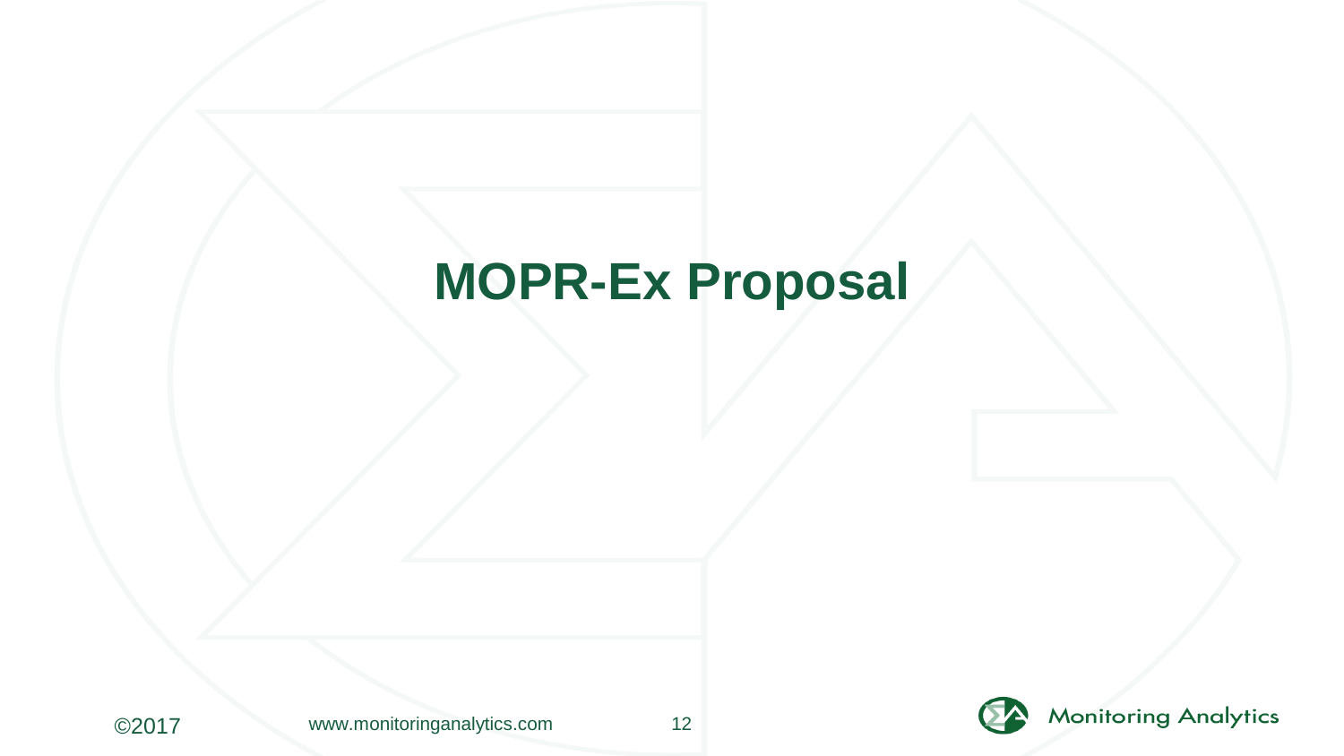# MOPR-Ex Proposal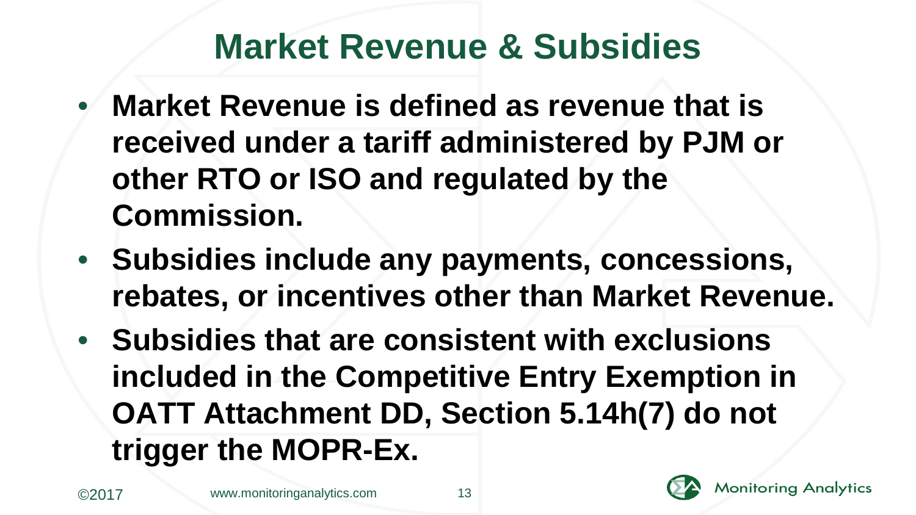# Market Revenue & Subsidies

- **Market Revenue is defined as revenue that is received under a tariff administered by PJM or other RTO or ISO and regulated by the Commission.**
- **Subsidies include any payments, concessions, rebates, or incentives other than Market Revenue.**
- **Subsidies that are consistent with exclusions included in the Competitive Entry Exemption in OATT Attachment DD, Section 5.14h(7) do not trigger the MOPR-Ex.**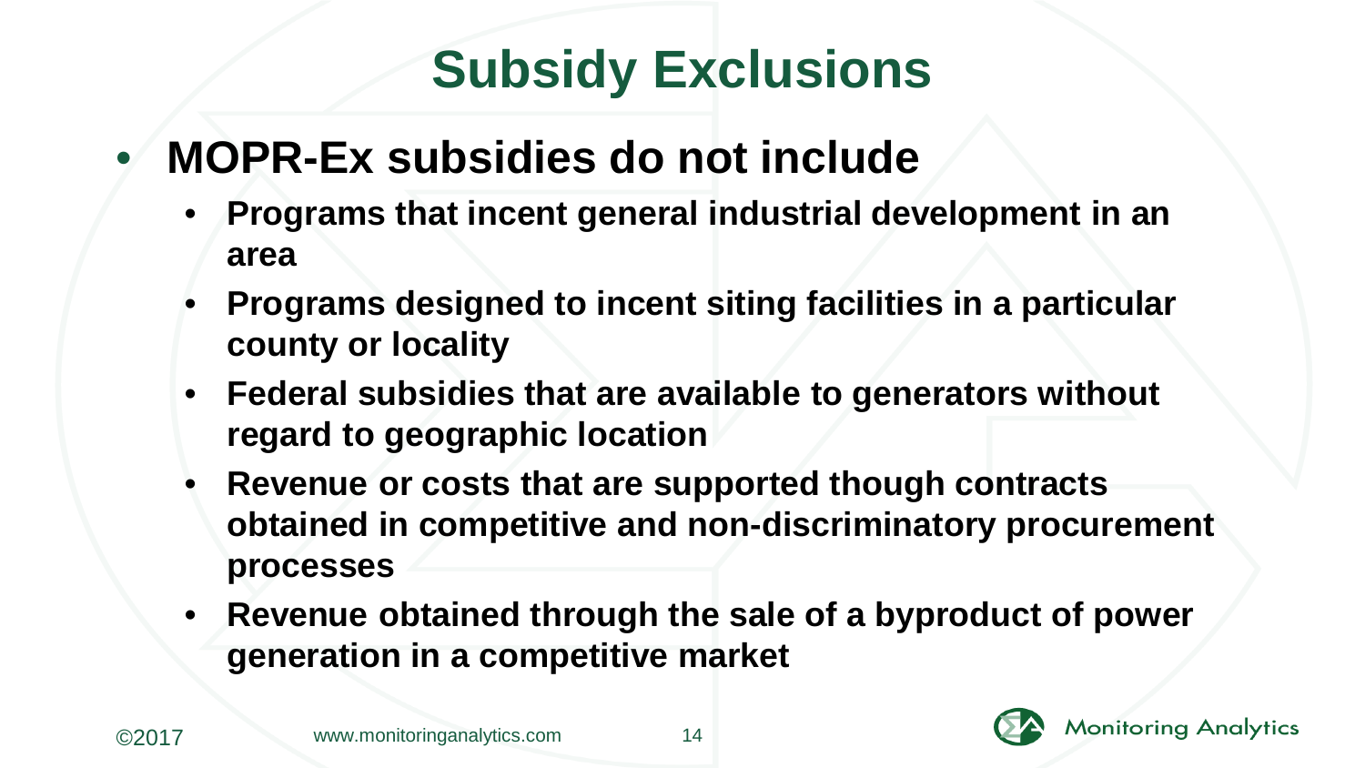# Subsidy Exclusions

- **MOPR-Ex subsidies do not include**
  - **Programs that incent general industrial development in an area**
  - **Programs designed to incent siting facilities in a particular county or locality**
  - **Federal subsidies that are available to generators without regard to geographic location**
  - **Revenue or costs that are supported though contracts obtained in competitive and non-discriminatory procurement processes**
  - **Revenue obtained through the sale of a byproduct of power generation in a competitive market**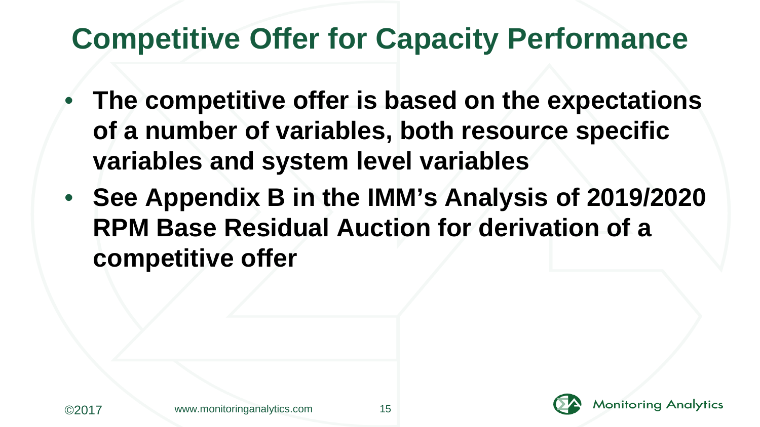# Competitive Offer for Capacity Performance

- **The competitive offer is based on the expectations of a number of variables, both resource specific variables and system level variables**
- **See Appendix B in the IMM's Analysis of 2019/2020 RPM Base Residual Auction for derivation of a competitive offer**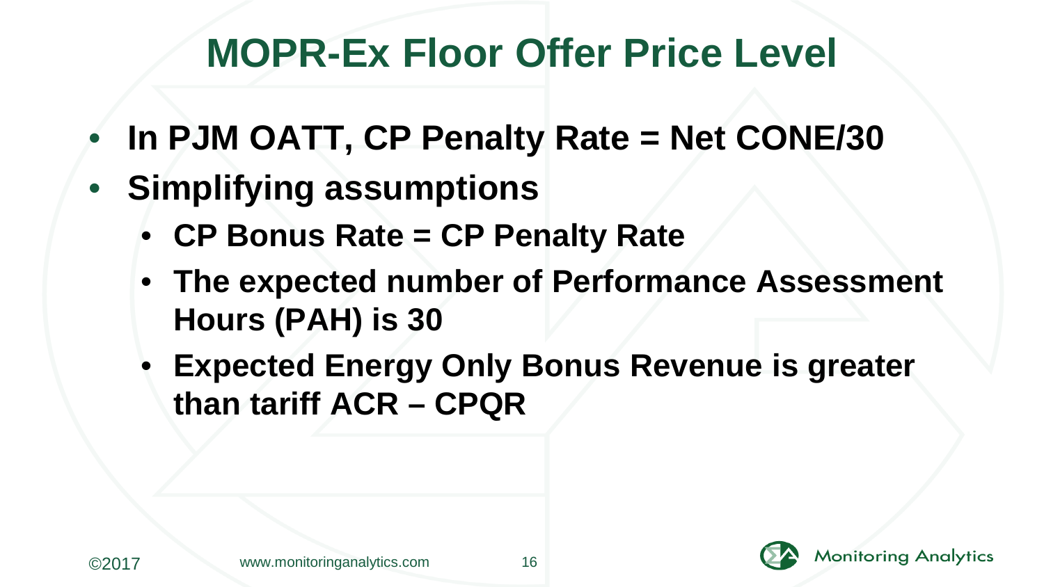# MOPR-Ex Floor Offer Price Level

- **In PJM OATT, CP Penalty Rate = Net CONE/30**
- **Simplifying assumptions**
  - **CP Bonus Rate = CP Penalty Rate**
  - **The expected number of Performance Assessment Hours (PAH) is 30**
  - **Expected Energy Only Bonus Revenue is greater than tariff ACR – CPQR**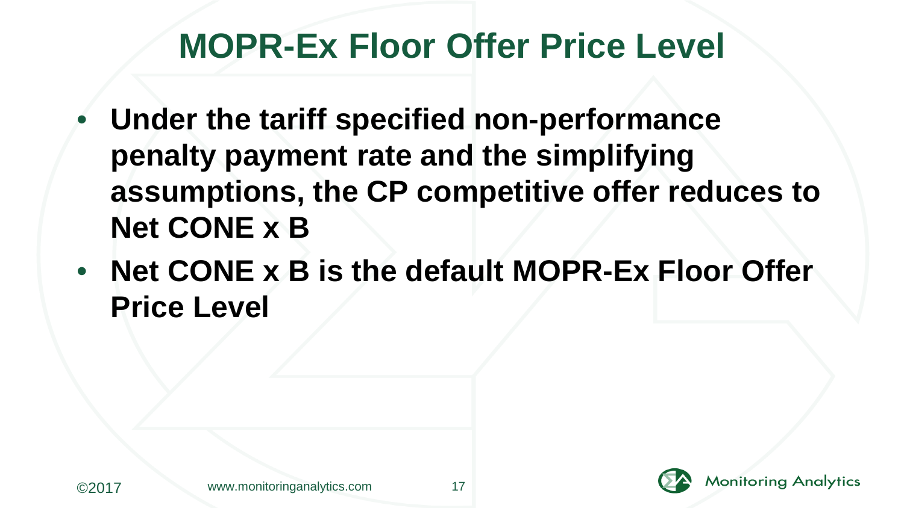# MOPR-Ex Floor Offer Price Level

- **Under the tariff specified non-performance penalty payment rate and the simplifying assumptions, the CP competitive offer reduces to Net CONE x B**
- **Net CONE x B is the default MOPR-Ex Floor Offer Price Level**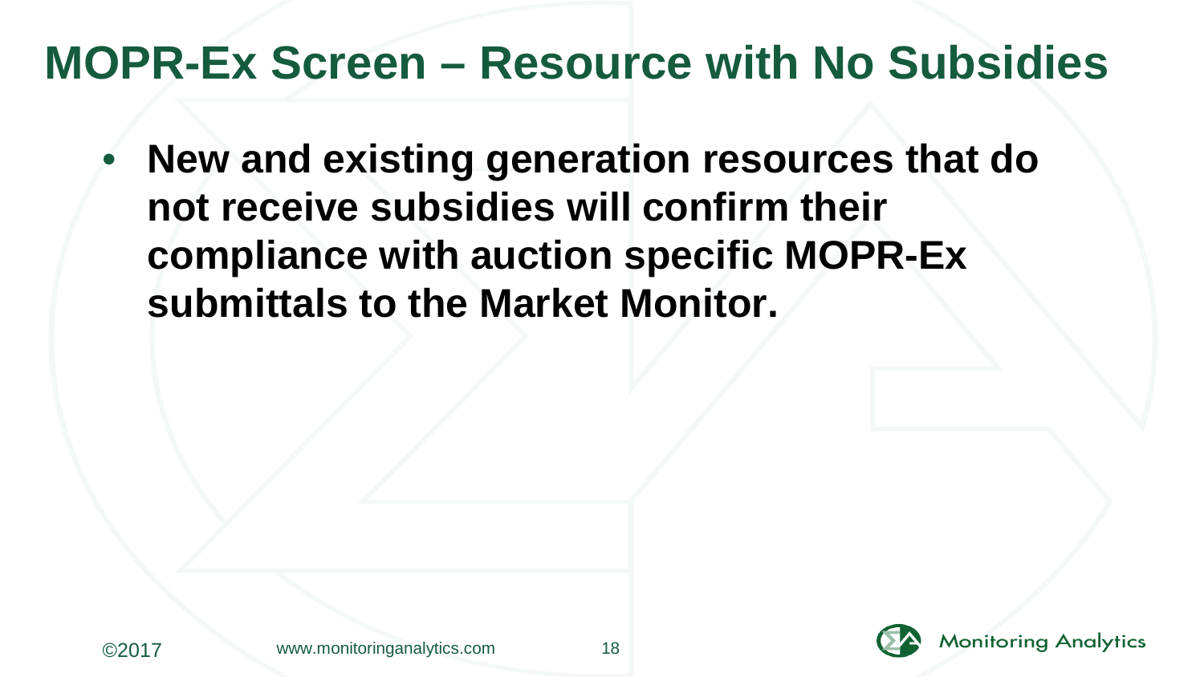# MOPR-Ex Screen – Resource with No Subsidies

- **New and existing generation resources that do not receive subsidies will confirm their compliance with auction specific MOPR-Ex submittals to the Market Monitor.**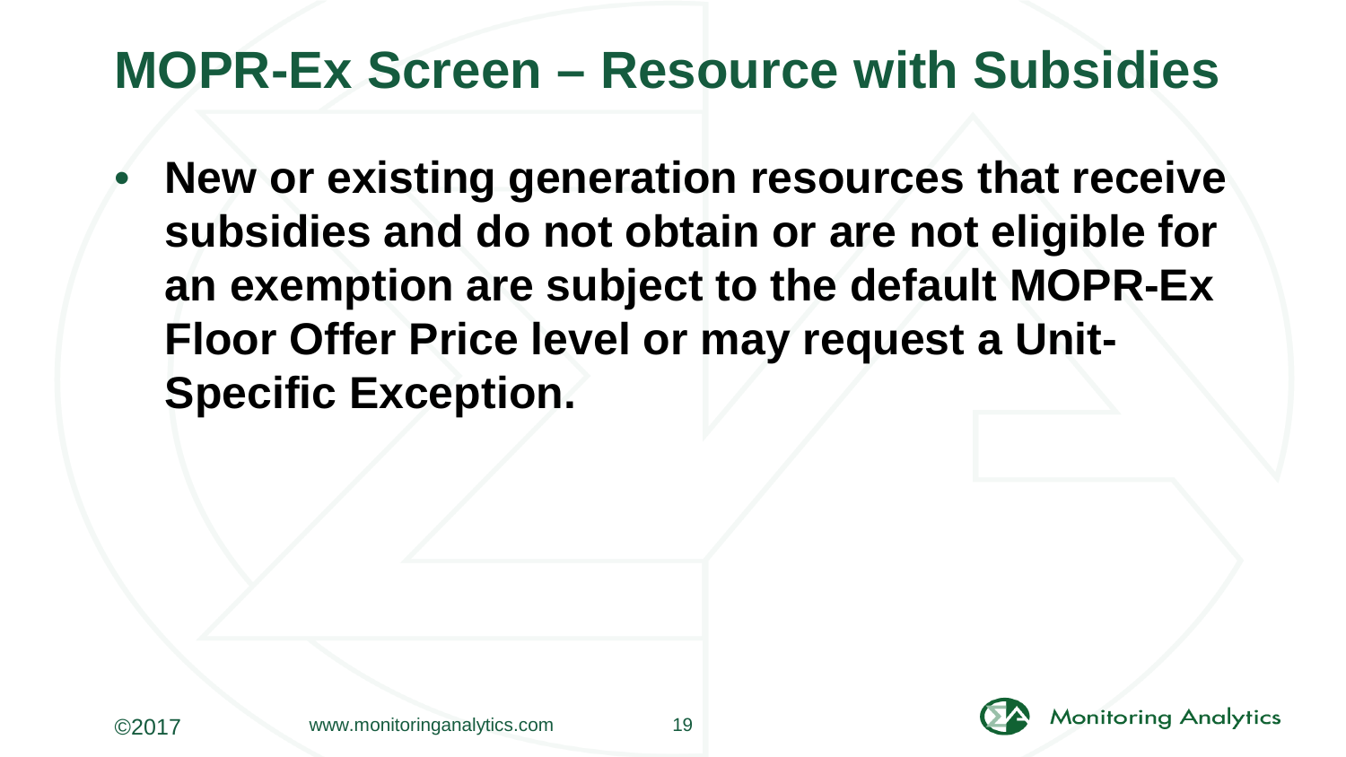# MOPR-Ex Screen – Resource with Subsidies

- **New or existing generation resources that receive subsidies and do not obtain or are not eligible for an exemption are subject to the default MOPR-Ex Floor Offer Price level or may request a Unit-Specific Exception.**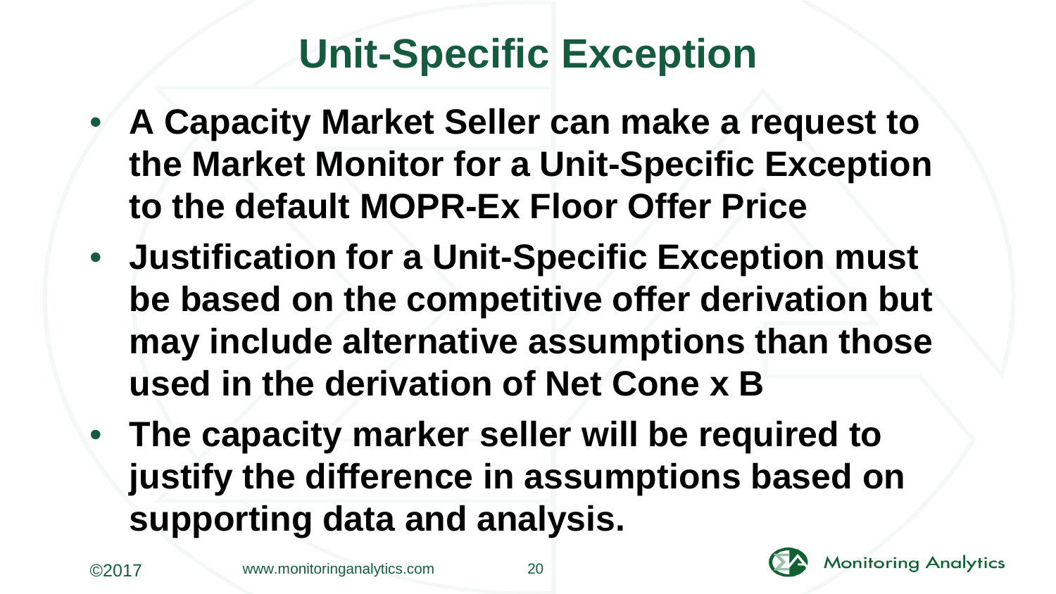# Unit-Specific Exception

- **A Capacity Market Seller can make a request to the Market Monitor for a Unit-Specific Exception to the default MOPR-Ex Floor Offer Price**
- **Justification for a Unit-Specific Exception must be based on the competitive offer derivation but may include alternative assumptions than those used in the derivation of Net Cone x B**
- **The capacity marker seller will be required to justify the difference in assumptions based on supporting data and analysis.**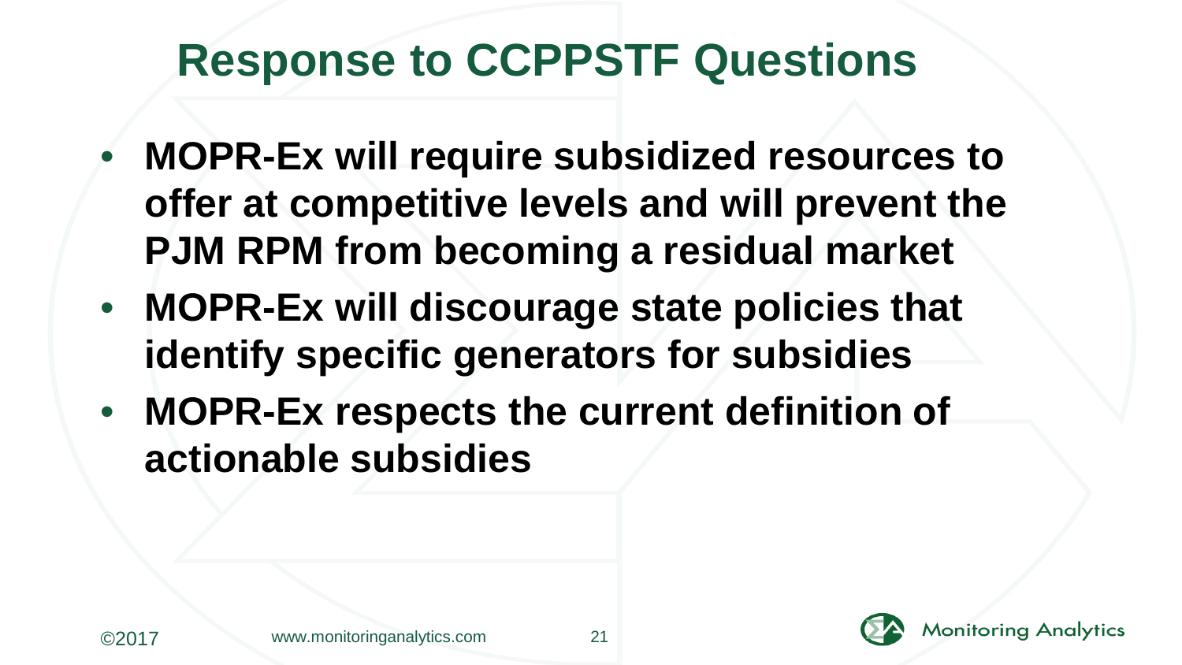# Response to CCPPSTF Questions

- **MOPR-Ex will require subsidized resources to offer at competitive levels and will prevent the PJM RPM from becoming a residual market**
- **MOPR-Ex will discourage state policies that identify specific generators for subsidies**
- **MOPR-Ex respects the current definition of actionable subsidies**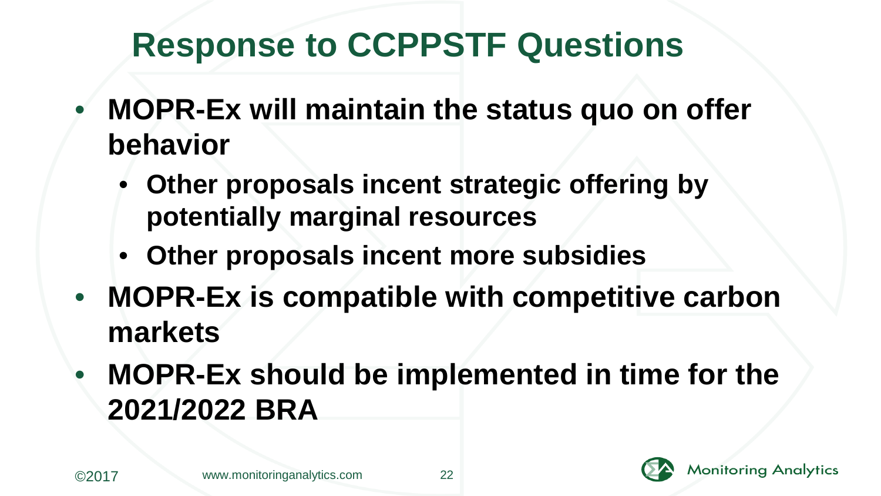# Response to CCPPSTF Questions

- **MOPR-Ex will maintain the status quo on offer behavior**
  - **Other proposals incent strategic offering by potentially marginal resources**
  - **Other proposals incent more subsidies**
- **MOPR-Ex is compatible with competitive carbon markets**
- **MOPR-Ex should be implemented in time for the 2021/2022 BRA**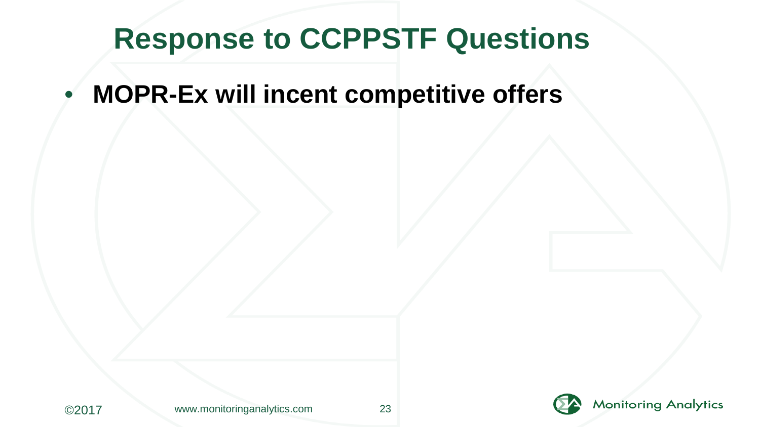# Response to CCPPSTF Questions

- **MOPR-Ex will incent competitive offers**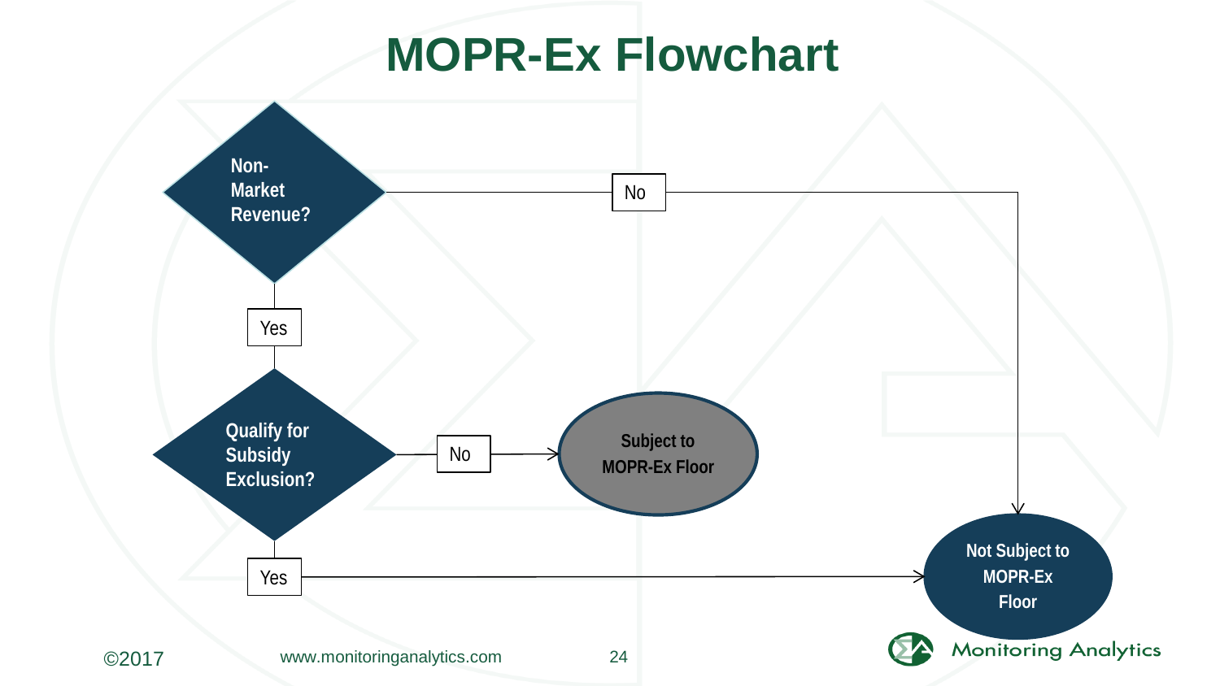# MOPR-Ex Flowchart

- **Non-Market Revenue?**
  - No → **Not Subject to MOPR-Ex Floor**
  - Yes → **Qualify for Subsidy Exclusion?**
    - No → **Subject to MOPR-Ex Floor**
    - Yes → **Not Subject to MOPR-Ex Floor**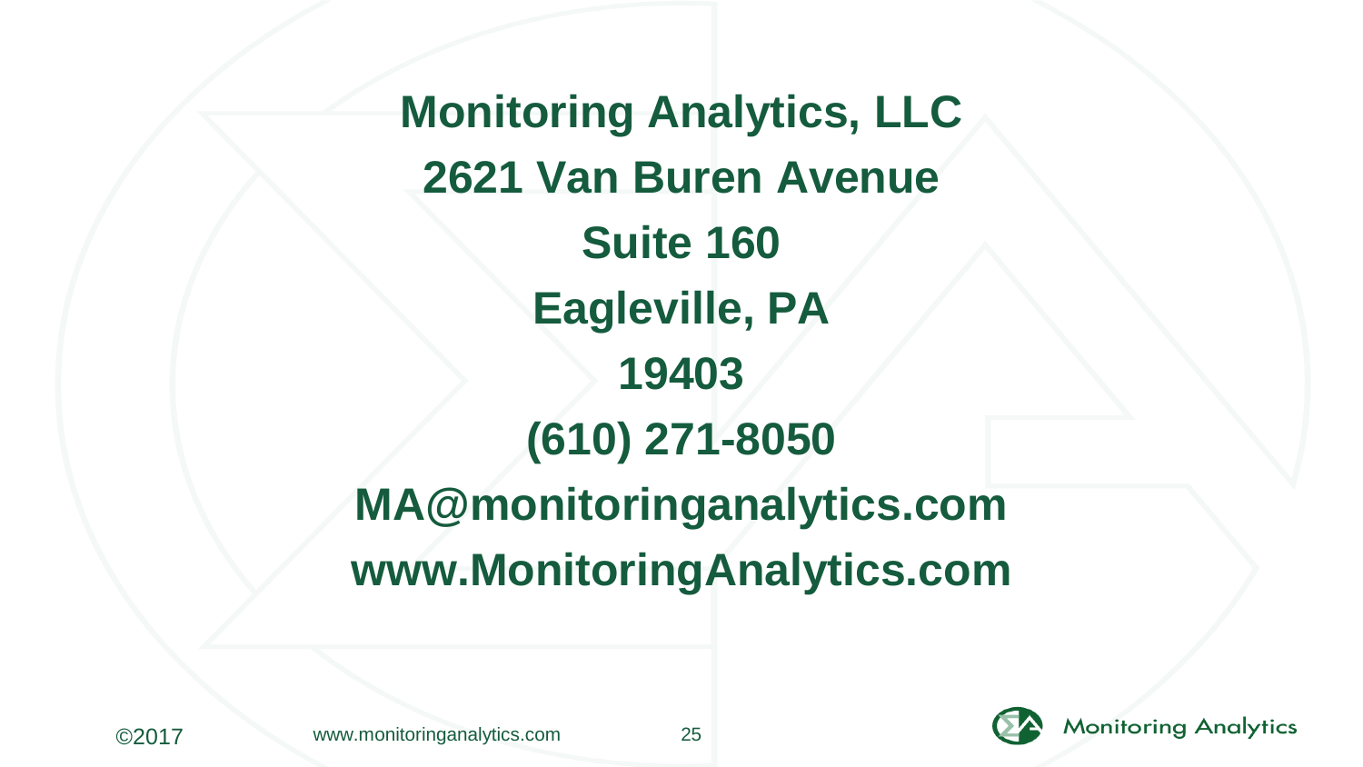**Monitoring Analytics, LLC**

**2621 Van Buren Avenue**

**Suite 160**

**Eagleville, PA**

**19403**

**(610) 271-8050**

**MA@monitoringanalytics.com**

**www.MonitoringAnalytics.com**